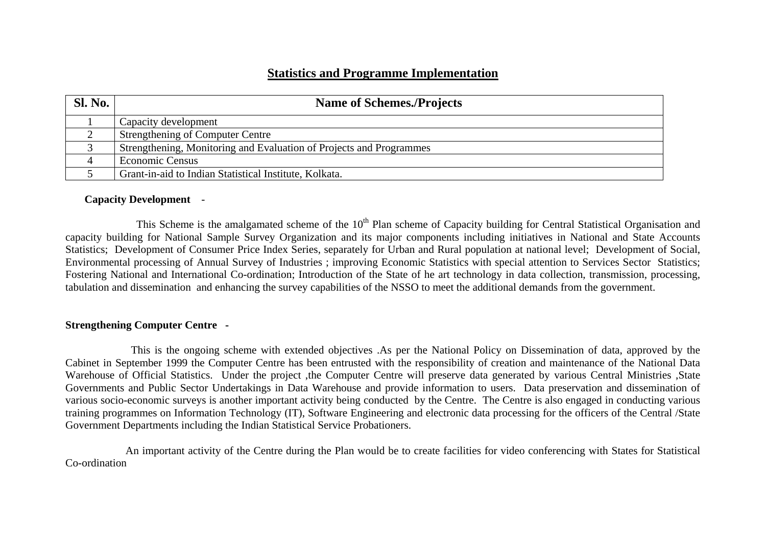# Statistics and Programme Implementation

| Sl. No. | Name of Schemes./Projects |
|---|---|
| 1 | Capacity development |
| 2 | Strengthening of Computer Centre |
| 3 | Strengthening, Monitoring and Evaluation of Projects and Programmes |
| 4 | Economic Census |
| 5 | Grant-in-aid to Indian Statistical Institute, Kolkata. |

**Capacity Development** -

This Scheme is the amalgamated scheme of the 10th Plan scheme of Capacity building for Central Statistical Organisation and capacity building for National Sample Survey Organization and its major components including initiatives in National and State Accounts Statistics; Development of Consumer Price Index Series, separately for Urban and Rural population at national level; Development of Social, Environmental processing of Annual Survey of Industries ; improving Economic Statistics with special attention to Services Sector Statistics; Fostering National and International Co-ordination; Introduction of the State of he art technology in data collection, transmission, processing, tabulation and dissemination and enhancing the survey capabilities of the NSSO to meet the additional demands from the government.

**Strengthening Computer Centre** -

This is the ongoing scheme with extended objectives .As per the National Policy on Dissemination of data, approved by the Cabinet in September 1999 the Computer Centre has been entrusted with the responsibility of creation and maintenance of the National Data Warehouse of Official Statistics. Under the project ,the Computer Centre will preserve data generated by various Central Ministries ,State Governments and Public Sector Undertakings in Data Warehouse and provide information to users. Data preservation and dissemination of various socio-economic surveys is another important activity being conducted by the Centre. The Centre is also engaged in conducting various training programmes on Information Technology (IT), Software Engineering and electronic data processing for the officers of the Central /State Government Departments including the Indian Statistical Service Probationers.

An important activity of the Centre during the Plan would be to create facilities for video conferencing with States for Statistical Co-ordination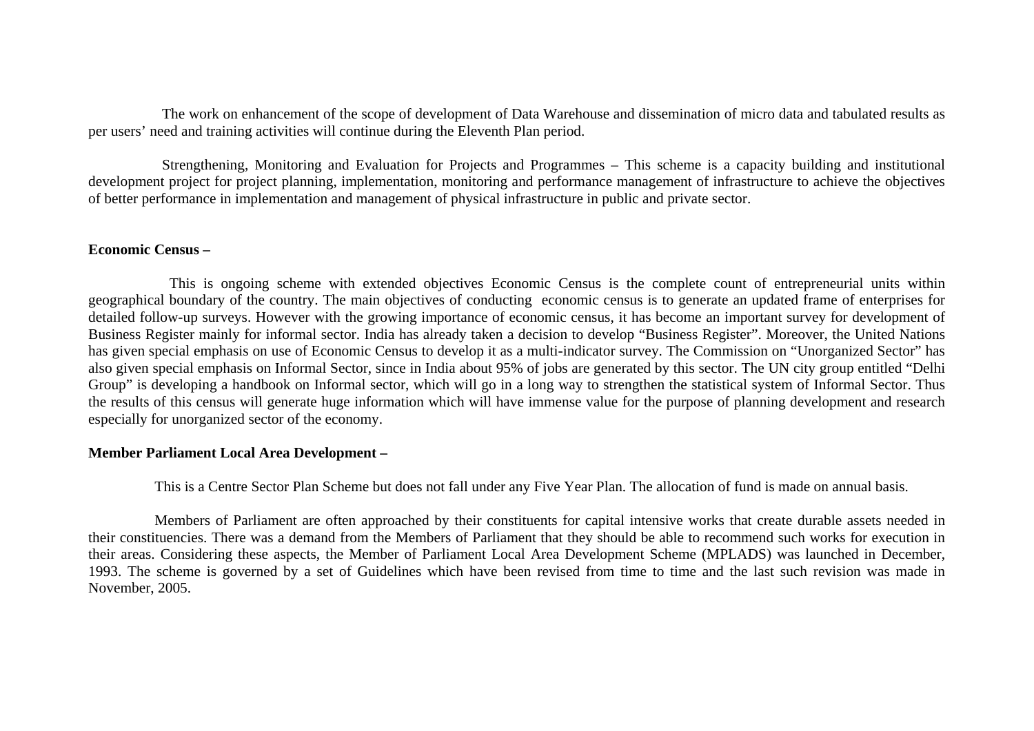The work on enhancement of the scope of development of Data Warehouse and dissemination of micro data and tabulated results as per users' need and training activities will continue during the Eleventh Plan period.

Strengthening, Monitoring and Evaluation for Projects and Programmes – This scheme is a capacity building and institutional development project for project planning, implementation, monitoring and performance management of infrastructure to achieve the objectives of better performance in implementation and management of physical infrastructure in public and private sector.

**Economic Census –**

This is ongoing scheme with extended objectives Economic Census is the complete count of entrepreneurial units within geographical boundary of the country. The main objectives of conducting economic census is to generate an updated frame of enterprises for detailed follow-up surveys. However with the growing importance of economic census, it has become an important survey for development of Business Register mainly for informal sector. India has already taken a decision to develop "Business Register". Moreover, the United Nations has given special emphasis on use of Economic Census to develop it as a multi-indicator survey. The Commission on "Unorganized Sector" has also given special emphasis on Informal Sector, since in India about 95% of jobs are generated by this sector. The UN city group entitled "Delhi Group" is developing a handbook on Informal sector, which will go in a long way to strengthen the statistical system of Informal Sector. Thus the results of this census will generate huge information which will have immense value for the purpose of planning development and research especially for unorganized sector of the economy.

**Member Parliament Local Area Development –**

This is a Centre Sector Plan Scheme but does not fall under any Five Year Plan. The allocation of fund is made on annual basis.

Members of Parliament are often approached by their constituents for capital intensive works that create durable assets needed in their constituencies. There was a demand from the Members of Parliament that they should be able to recommend such works for execution in their areas. Considering these aspects, the Member of Parliament Local Area Development Scheme (MPLADS) was launched in December, 1993. The scheme is governed by a set of Guidelines which have been revised from time to time and the last such revision was made in November, 2005.